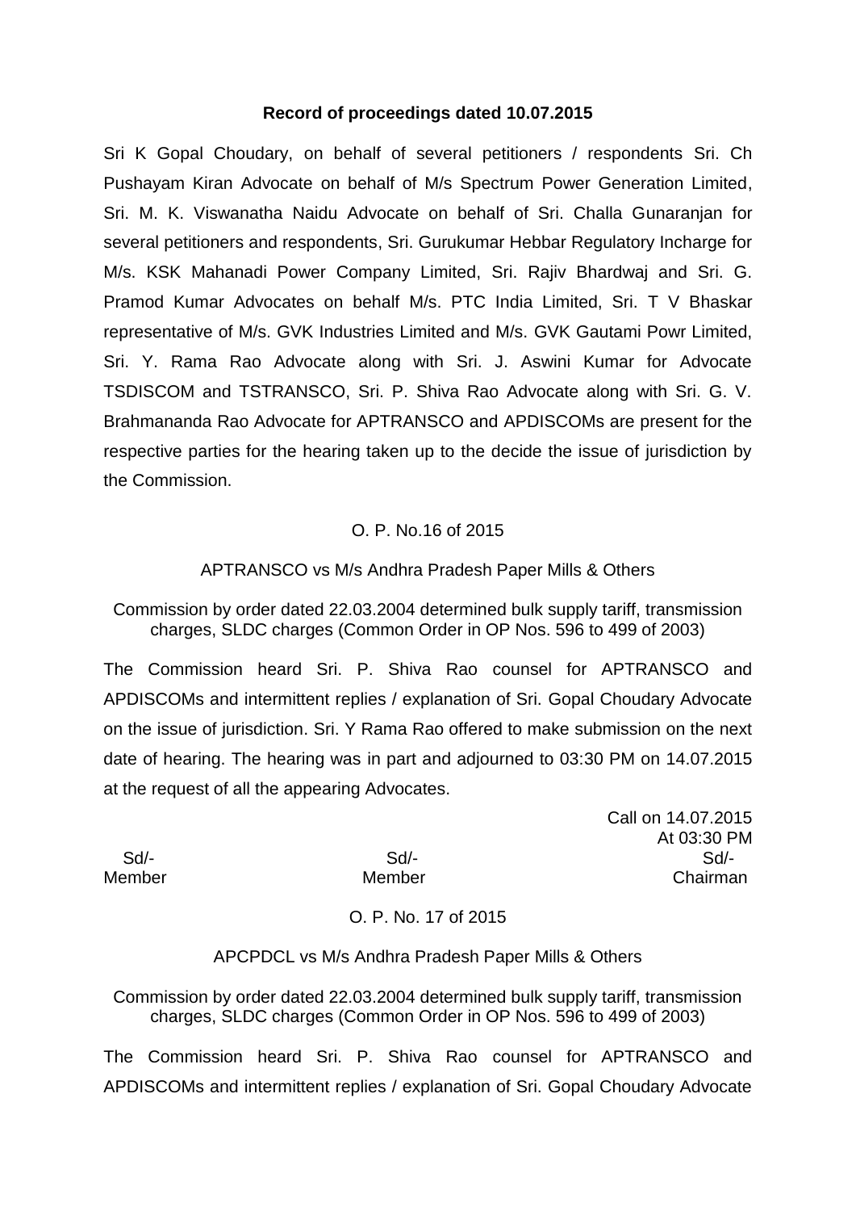**Record of proceedings dated 10.07.2015**

Sri K Gopal Choudary, on behalf of several petitioners / respondents Sri. Ch Pushayam Kiran Advocate on behalf of M/s Spectrum Power Generation Limited, Sri. M. K. Viswanatha Naidu Advocate on behalf of Sri. Challa Gunaranjan for several petitioners and respondents, Sri. Gurukumar Hebbar Regulatory Incharge for M/s. KSK Mahanadi Power Company Limited, Sri. Rajiv Bhardwaj and Sri. G. Pramod Kumar Advocates on behalf M/s. PTC India Limited, Sri. T V Bhaskar representative of M/s. GVK Industries Limited and M/s. GVK Gautami Powr Limited, Sri. Y. Rama Rao Advocate along with Sri. J. Aswini Kumar for Advocate TSDISCOM and TSTRANSCO, Sri. P. Shiva Rao Advocate along with Sri. G. V. Brahmananda Rao Advocate for APTRANSCO and APDISCOMs are present for the respective parties for the hearing taken up to the decide the issue of jurisdiction by the Commission.

O. P. No.16 of 2015

APTRANSCO vs M/s Andhra Pradesh Paper Mills & Others

Commission by order dated 22.03.2004 determined bulk supply tariff, transmission charges, SLDC charges (Common Order in OP Nos. 596 to 499 of 2003)

The Commission heard Sri. P. Shiva Rao counsel for APTRANSCO and APDISCOMs and intermittent replies / explanation of Sri. Gopal Choudary Advocate on the issue of jurisdiction. Sri. Y Rama Rao offered to make submission on the next date of hearing. The hearing was in part and adjourned to 03:30 PM on 14.07.2015 at the request of all the appearing Advocates.

Call on 14.07.2015
At 03:30 PM

| Sd/- | Sd/- | Sd/- |
|---|---|---|
| Member | Member | Chairman |

O. P. No. 17 of 2015

APCPDCL vs M/s Andhra Pradesh Paper Mills & Others

Commission by order dated 22.03.2004 determined bulk supply tariff, transmission charges, SLDC charges (Common Order in OP Nos. 596 to 499 of 2003)

The Commission heard Sri. P. Shiva Rao counsel for APTRANSCO and APDISCOMs and intermittent replies / explanation of Sri. Gopal Choudary Advocate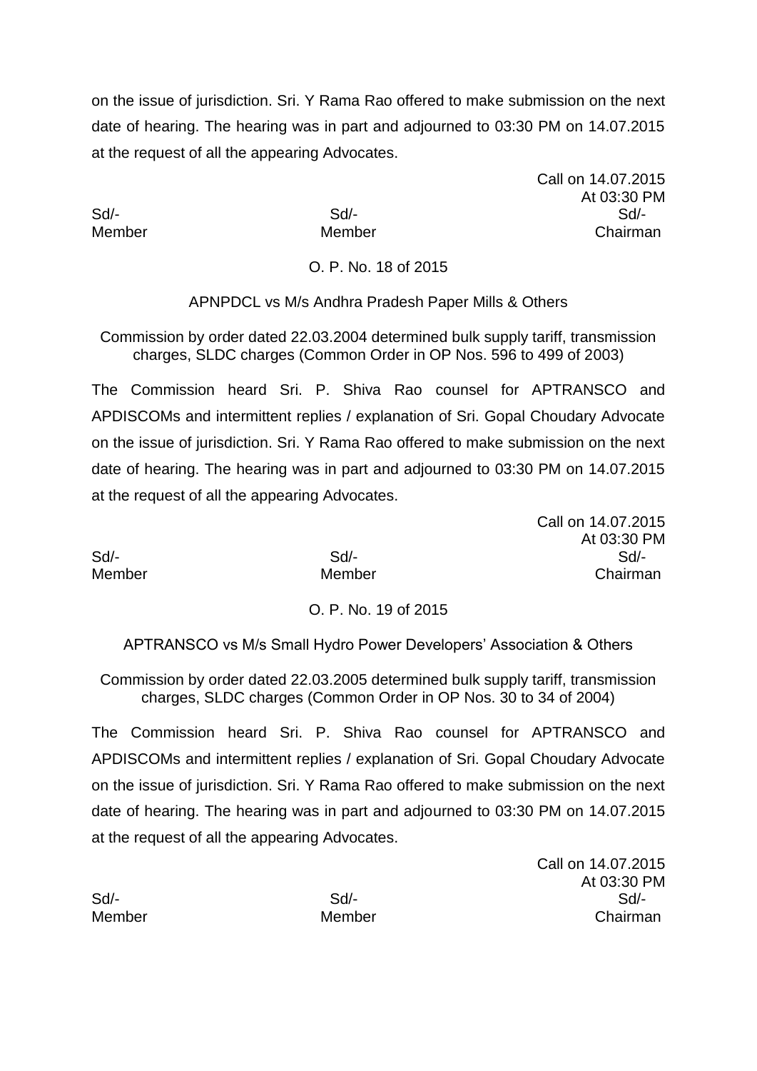on the issue of jurisdiction. Sri. Y Rama Rao offered to make submission on the next date of hearing. The hearing was in part and adjourned to 03:30 PM on 14.07.2015 at the request of all the appearing Advocates.

Call on 14.07.2015
At 03:30 PM

| Sd/- | Sd/- | Sd/- |
|---|---|---|
| Member | Member | Chairman |

O. P. No. 18 of 2015

APNPDCL vs M/s Andhra Pradesh Paper Mills & Others

Commission by order dated 22.03.2004 determined bulk supply tariff, transmission charges, SLDC charges (Common Order in OP Nos. 596 to 499 of 2003)

The Commission heard Sri. P. Shiva Rao counsel for APTRANSCO and APDISCOMs and intermittent replies / explanation of Sri. Gopal Choudary Advocate on the issue of jurisdiction. Sri. Y Rama Rao offered to make submission on the next date of hearing. The hearing was in part and adjourned to 03:30 PM on 14.07.2015 at the request of all the appearing Advocates.

Call on 14.07.2015
At 03:30 PM

| Sd/- | Sd/- | Sd/- |
|---|---|---|
| Member | Member | Chairman |

O. P. No. 19 of 2015

APTRANSCO vs M/s Small Hydro Power Developers' Association & Others

Commission by order dated 22.03.2005 determined bulk supply tariff, transmission charges, SLDC charges (Common Order in OP Nos. 30 to 34 of 2004)

The Commission heard Sri. P. Shiva Rao counsel for APTRANSCO and APDISCOMs and intermittent replies / explanation of Sri. Gopal Choudary Advocate on the issue of jurisdiction. Sri. Y Rama Rao offered to make submission on the next date of hearing. The hearing was in part and adjourned to 03:30 PM on 14.07.2015 at the request of all the appearing Advocates.

Call on 14.07.2015
At 03:30 PM

| Sd/- | Sd/- | Sd/- |
|---|---|---|
| Member | Member | Chairman |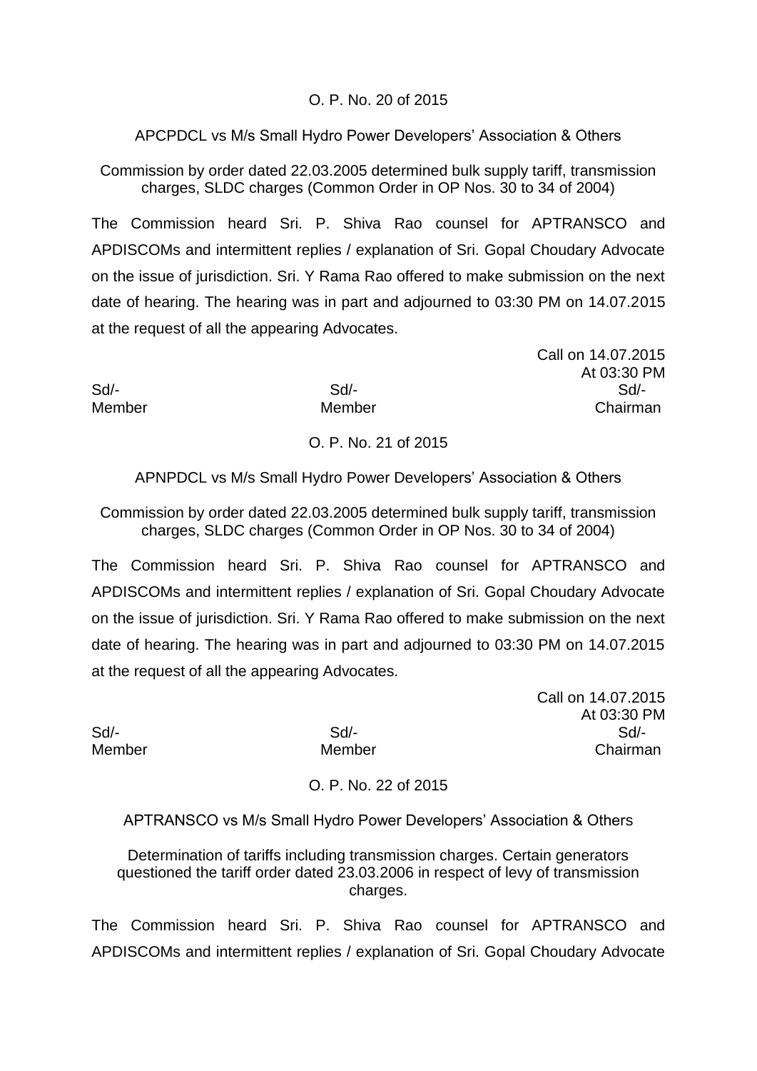O. P. No. 20 of 2015

APCPDCL vs M/s Small Hydro Power Developers' Association & Others

Commission by order dated 22.03.2005 determined bulk supply tariff, transmission charges, SLDC charges (Common Order in OP Nos. 30 to 34 of 2004)

The Commission heard Sri. P. Shiva Rao counsel for APTRANSCO and APDISCOMs and intermittent replies / explanation of Sri. Gopal Choudary Advocate on the issue of jurisdiction. Sri. Y Rama Rao offered to make submission on the next date of hearing. The hearing was in part and adjourned to 03:30 PM on 14.07.2015 at the request of all the appearing Advocates.

Call on 14.07.2015
At 03:30 PM

| | | |
|---|---|---|
| Sd/- | Sd/- | Sd/- |
| Member | Member | Chairman |

O. P. No. 21 of 2015

APNPDCL vs M/s Small Hydro Power Developers' Association & Others

Commission by order dated 22.03.2005 determined bulk supply tariff, transmission charges, SLDC charges (Common Order in OP Nos. 30 to 34 of 2004)

The Commission heard Sri. P. Shiva Rao counsel for APTRANSCO and APDISCOMs and intermittent replies / explanation of Sri. Gopal Choudary Advocate on the issue of jurisdiction. Sri. Y Rama Rao offered to make submission on the next date of hearing. The hearing was in part and adjourned to 03:30 PM on 14.07.2015 at the request of all the appearing Advocates.

Call on 14.07.2015
At 03:30 PM

| | | |
|---|---|---|
| Sd/- | Sd/- | Sd/- |
| Member | Member | Chairman |

O. P. No. 22 of 2015

APTRANSCO vs M/s Small Hydro Power Developers' Association & Others

Determination of tariffs including transmission charges. Certain generators questioned the tariff order dated 23.03.2006 in respect of levy of transmission charges.

The Commission heard Sri. P. Shiva Rao counsel for APTRANSCO and APDISCOMs and intermittent replies / explanation of Sri. Gopal Choudary Advocate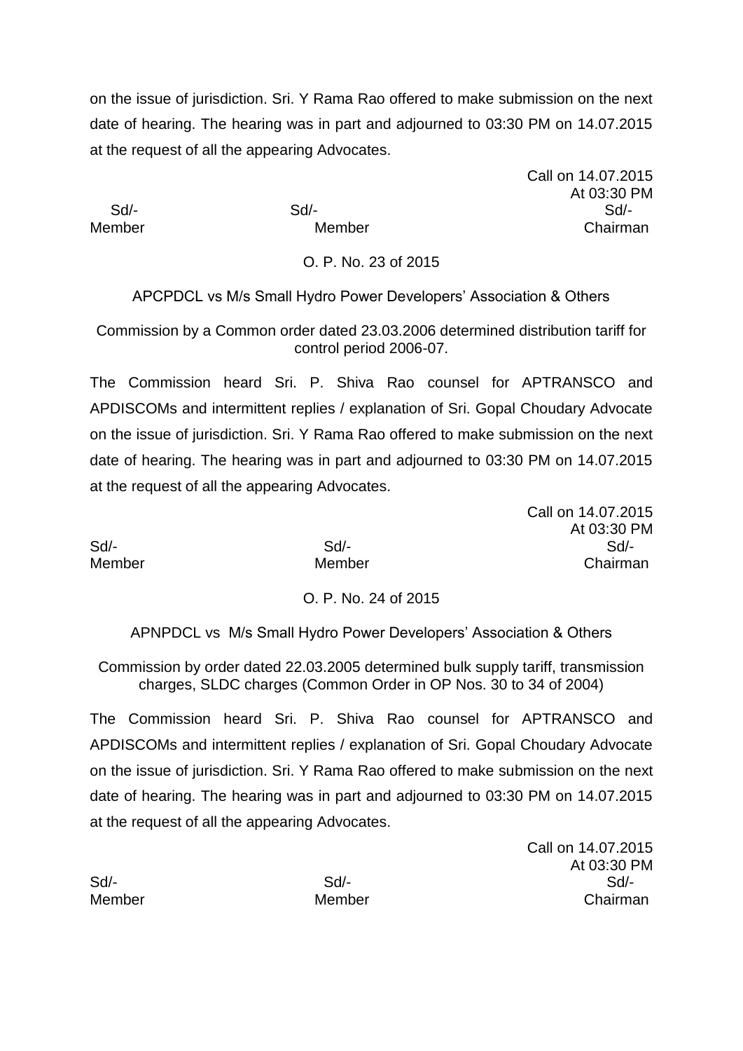on the issue of jurisdiction. Sri. Y Rama Rao offered to make submission on the next date of hearing. The hearing was in part and adjourned to 03:30 PM on 14.07.2015 at the request of all the appearing Advocates.

Call on 14.07.2015
At 03:30 PM

| Sd/- | Sd/- | Sd/- |
|---|---|---|
| Member | Member | Chairman |

O. P. No. 23 of 2015

APCPDCL vs M/s Small Hydro Power Developers' Association & Others

Commission by a Common order dated 23.03.2006 determined distribution tariff for control period 2006-07.

The Commission heard Sri. P. Shiva Rao counsel for APTRANSCO and APDISCOMs and intermittent replies / explanation of Sri. Gopal Choudary Advocate on the issue of jurisdiction. Sri. Y Rama Rao offered to make submission on the next date of hearing. The hearing was in part and adjourned to 03:30 PM on 14.07.2015 at the request of all the appearing Advocates.

Call on 14.07.2015
At 03:30 PM

| Sd/- | Sd/- | Sd/- |
|---|---|---|
| Member | Member | Chairman |

O. P. No. 24 of 2015

APNPDCL vs M/s Small Hydro Power Developers' Association & Others

Commission by order dated 22.03.2005 determined bulk supply tariff, transmission charges, SLDC charges (Common Order in OP Nos. 30 to 34 of 2004)

The Commission heard Sri. P. Shiva Rao counsel for APTRANSCO and APDISCOMs and intermittent replies / explanation of Sri. Gopal Choudary Advocate on the issue of jurisdiction. Sri. Y Rama Rao offered to make submission on the next date of hearing. The hearing was in part and adjourned to 03:30 PM on 14.07.2015 at the request of all the appearing Advocates.

Call on 14.07.2015
At 03:30 PM

| Sd/- | Sd/- | Sd/- |
|---|---|---|
| Member | Member | Chairman |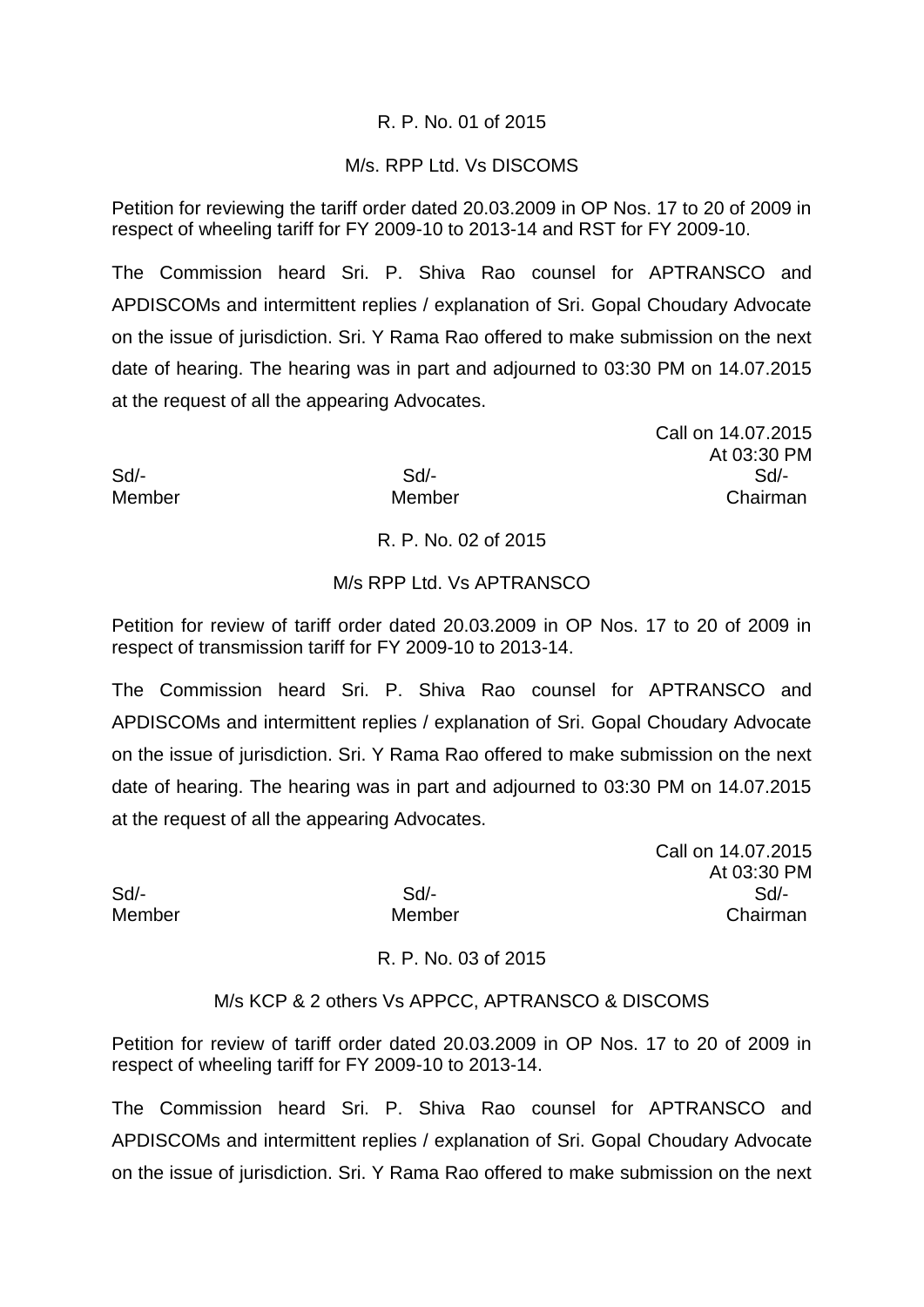R. P. No. 01 of 2015

M/s. RPP Ltd. Vs DISCOMS

Petition for reviewing the tariff order dated 20.03.2009 in OP Nos. 17 to 20 of 2009 in respect of wheeling tariff for FY 2009-10 to 2013-14 and RST for FY 2009-10.

The Commission heard Sri. P. Shiva Rao counsel for APTRANSCO and APDISCOMs and intermittent replies / explanation of Sri. Gopal Choudary Advocate on the issue of jurisdiction. Sri. Y Rama Rao offered to make submission on the next date of hearing. The hearing was in part and adjourned to 03:30 PM on 14.07.2015 at the request of all the appearing Advocates.

Call on 14.07.2015
At 03:30 PM

| Sd/- | Sd/- | Sd/- |
|---|---|---|
| Member | Member | Chairman |

R. P. No. 02 of 2015

M/s RPP Ltd. Vs APTRANSCO

Petition for review of tariff order dated 20.03.2009 in OP Nos. 17 to 20 of 2009 in respect of transmission tariff for FY 2009-10 to 2013-14.

The Commission heard Sri. P. Shiva Rao counsel for APTRANSCO and APDISCOMs and intermittent replies / explanation of Sri. Gopal Choudary Advocate on the issue of jurisdiction. Sri. Y Rama Rao offered to make submission on the next date of hearing. The hearing was in part and adjourned to 03:30 PM on 14.07.2015 at the request of all the appearing Advocates.

Call on 14.07.2015
At 03:30 PM

| Sd/- | Sd/- | Sd/- |
|---|---|---|
| Member | Member | Chairman |

R. P. No. 03 of 2015

M/s KCP & 2 others Vs APPCC, APTRANSCO & DISCOMS

Petition for review of tariff order dated 20.03.2009 in OP Nos. 17 to 20 of 2009 in respect of wheeling tariff for FY 2009-10 to 2013-14.

The Commission heard Sri. P. Shiva Rao counsel for APTRANSCO and APDISCOMs and intermittent replies / explanation of Sri. Gopal Choudary Advocate on the issue of jurisdiction. Sri. Y Rama Rao offered to make submission on the next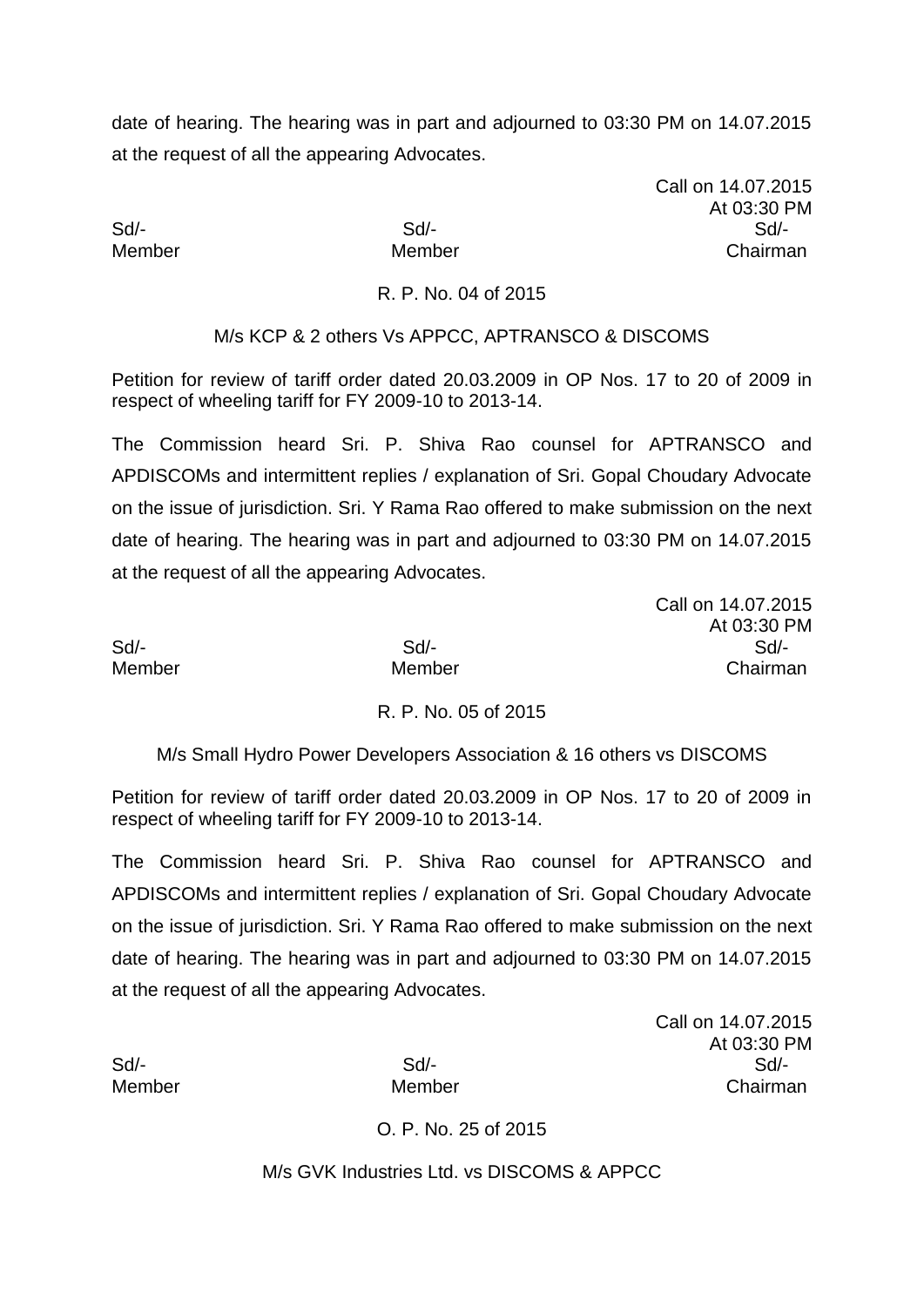date of hearing. The hearing was in part and adjourned to 03:30 PM on 14.07.2015 at the request of all the appearing Advocates.

Call on 14.07.2015
At 03:30 PM

| | | |
|---|---|---|
| Sd/- | Sd/- | Sd/- |
| Member | Member | Chairman |

R. P. No. 04 of 2015

M/s KCP & 2 others Vs APPCC, APTRANSCO & DISCOMS

Petition for review of tariff order dated 20.03.2009 in OP Nos. 17 to 20 of 2009 in respect of wheeling tariff for FY 2009-10 to 2013-14.

The Commission heard Sri. P. Shiva Rao counsel for APTRANSCO and APDISCOMs and intermittent replies / explanation of Sri. Gopal Choudary Advocate on the issue of jurisdiction. Sri. Y Rama Rao offered to make submission on the next date of hearing. The hearing was in part and adjourned to 03:30 PM on 14.07.2015 at the request of all the appearing Advocates.

Call on 14.07.2015
At 03:30 PM

| | | |
|---|---|---|
| Sd/- | Sd/- | Sd/- |
| Member | Member | Chairman |

R. P. No. 05 of 2015

M/s Small Hydro Power Developers Association & 16 others vs DISCOMS

Petition for review of tariff order dated 20.03.2009 in OP Nos. 17 to 20 of 2009 in respect of wheeling tariff for FY 2009-10 to 2013-14.

The Commission heard Sri. P. Shiva Rao counsel for APTRANSCO and APDISCOMs and intermittent replies / explanation of Sri. Gopal Choudary Advocate on the issue of jurisdiction. Sri. Y Rama Rao offered to make submission on the next date of hearing. The hearing was in part and adjourned to 03:30 PM on 14.07.2015 at the request of all the appearing Advocates.

Call on 14.07.2015
At 03:30 PM

| | | |
|---|---|---|
| Sd/- | Sd/- | Sd/- |
| Member | Member | Chairman |

O. P. No. 25 of 2015

M/s GVK Industries Ltd. vs DISCOMS & APPCC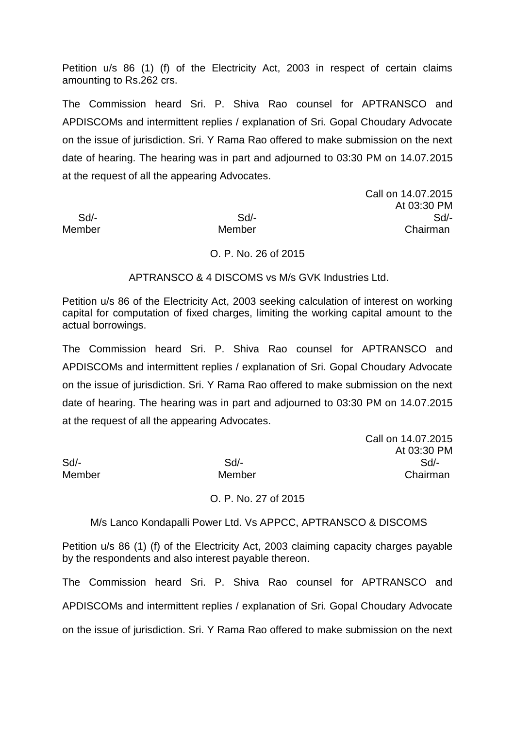Petition u/s 86 (1) (f) of the Electricity Act, 2003 in respect of certain claims amounting to Rs.262 crs.

The Commission heard Sri. P. Shiva Rao counsel for APTRANSCO and APDISCOMs and intermittent replies / explanation of Sri. Gopal Choudary Advocate on the issue of jurisdiction. Sri. Y Rama Rao offered to make submission on the next date of hearing. The hearing was in part and adjourned to 03:30 PM on 14.07.2015 at the request of all the appearing Advocates.

Call on 14.07.2015
At 03:30 PM

| | | |
|---|---|---|
| Sd/- | Sd/- | Sd/- |
| Member | Member | Chairman |

O. P. No. 26 of 2015

APTRANSCO & 4 DISCOMS vs M/s GVK Industries Ltd.

Petition u/s 86 of the Electricity Act, 2003 seeking calculation of interest on working capital for computation of fixed charges, limiting the working capital amount to the actual borrowings.

The Commission heard Sri. P. Shiva Rao counsel for APTRANSCO and APDISCOMs and intermittent replies / explanation of Sri. Gopal Choudary Advocate on the issue of jurisdiction. Sri. Y Rama Rao offered to make submission on the next date of hearing. The hearing was in part and adjourned to 03:30 PM on 14.07.2015 at the request of all the appearing Advocates.

Call on 14.07.2015
At 03:30 PM

| | | |
|---|---|---|
| Sd/- | Sd/- | Sd/- |
| Member | Member | Chairman |

O. P. No. 27 of 2015

M/s Lanco Kondapalli Power Ltd. Vs APPCC, APTRANSCO & DISCOMS

Petition u/s 86 (1) (f) of the Electricity Act, 2003 claiming capacity charges payable by the respondents and also interest payable thereon.

The Commission heard Sri. P. Shiva Rao counsel for APTRANSCO and APDISCOMs and intermittent replies / explanation of Sri. Gopal Choudary Advocate on the issue of jurisdiction. Sri. Y Rama Rao offered to make submission on the next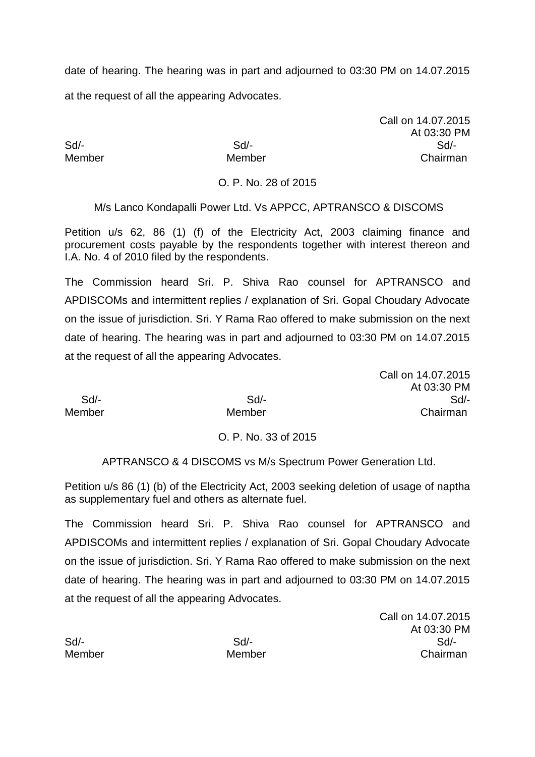date of hearing. The hearing was in part and adjourned to 03:30 PM on 14.07.2015 at the request of all the appearing Advocates.

Call on 14.07.2015
At 03:30 PM

| | | |
|---|---|---|
| Sd/- | Sd/- | Sd/- |
| Member | Member | Chairman |

O. P. No. 28 of 2015

M/s Lanco Kondapalli Power Ltd. Vs APPCC, APTRANSCO & DISCOMS

Petition u/s 62, 86 (1) (f) of the Electricity Act, 2003 claiming finance and procurement costs payable by the respondents together with interest thereon and I.A. No. 4 of 2010 filed by the respondents.

The Commission heard Sri. P. Shiva Rao counsel for APTRANSCO and APDISCOMs and intermittent replies / explanation of Sri. Gopal Choudary Advocate on the issue of jurisdiction. Sri. Y Rama Rao offered to make submission on the next date of hearing. The hearing was in part and adjourned to 03:30 PM on 14.07.2015 at the request of all the appearing Advocates.

Call on 14.07.2015
At 03:30 PM

| | | |
|---|---|---|
| Sd/- | Sd/- | Sd/- |
| Member | Member | Chairman |

O. P. No. 33 of 2015

APTRANSCO & 4 DISCOMS vs M/s Spectrum Power Generation Ltd.

Petition u/s 86 (1) (b) of the Electricity Act, 2003 seeking deletion of usage of naptha as supplementary fuel and others as alternate fuel.

The Commission heard Sri. P. Shiva Rao counsel for APTRANSCO and APDISCOMs and intermittent replies / explanation of Sri. Gopal Choudary Advocate on the issue of jurisdiction. Sri. Y Rama Rao offered to make submission on the next date of hearing. The hearing was in part and adjourned to 03:30 PM on 14.07.2015 at the request of all the appearing Advocates.

Call on 14.07.2015
At 03:30 PM

| | | |
|---|---|---|
| Sd/- | Sd/- | Sd/- |
| Member | Member | Chairman |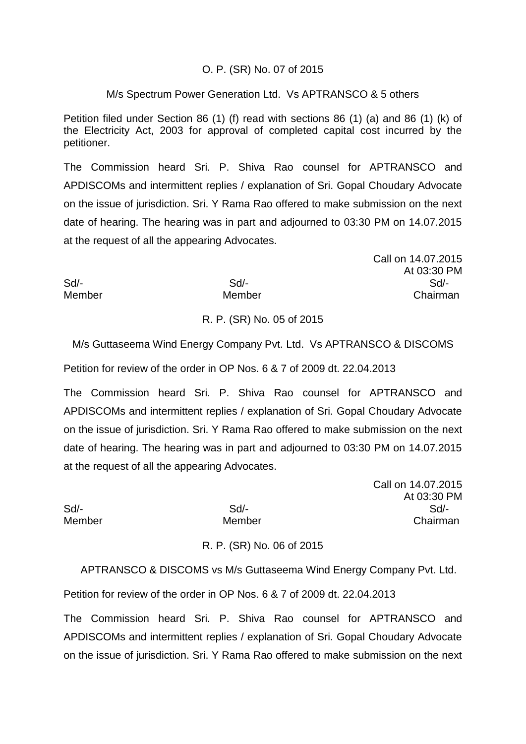O. P. (SR) No. 07 of 2015

M/s Spectrum Power Generation Ltd. Vs APTRANSCO & 5 others

Petition filed under Section 86 (1) (f) read with sections 86 (1) (a) and 86 (1) (k) of the Electricity Act, 2003 for approval of completed capital cost incurred by the petitioner.

The Commission heard Sri. P. Shiva Rao counsel for APTRANSCO and APDISCOMs and intermittent replies / explanation of Sri. Gopal Choudary Advocate on the issue of jurisdiction. Sri. Y Rama Rao offered to make submission on the next date of hearing. The hearing was in part and adjourned to 03:30 PM on 14.07.2015 at the request of all the appearing Advocates.

Call on 14.07.2015
At 03:30 PM

| | | |
|---|---|---|
| Sd/- | Sd/- | Sd/- |
| Member | Member | Chairman |

R. P. (SR) No. 05 of 2015

M/s Guttaseema Wind Energy Company Pvt. Ltd. Vs APTRANSCO & DISCOMS

Petition for review of the order in OP Nos. 6 & 7 of 2009 dt. 22.04.2013

The Commission heard Sri. P. Shiva Rao counsel for APTRANSCO and APDISCOMs and intermittent replies / explanation of Sri. Gopal Choudary Advocate on the issue of jurisdiction. Sri. Y Rama Rao offered to make submission on the next date of hearing. The hearing was in part and adjourned to 03:30 PM on 14.07.2015 at the request of all the appearing Advocates.

Call on 14.07.2015
At 03:30 PM

| | | |
|---|---|---|
| Sd/- | Sd/- | Sd/- |
| Member | Member | Chairman |

R. P. (SR) No. 06 of 2015

APTRANSCO & DISCOMS vs M/s Guttaseema Wind Energy Company Pvt. Ltd.

Petition for review of the order in OP Nos. 6 & 7 of 2009 dt. 22.04.2013

The Commission heard Sri. P. Shiva Rao counsel for APTRANSCO and APDISCOMs and intermittent replies / explanation of Sri. Gopal Choudary Advocate on the issue of jurisdiction. Sri. Y Rama Rao offered to make submission on the next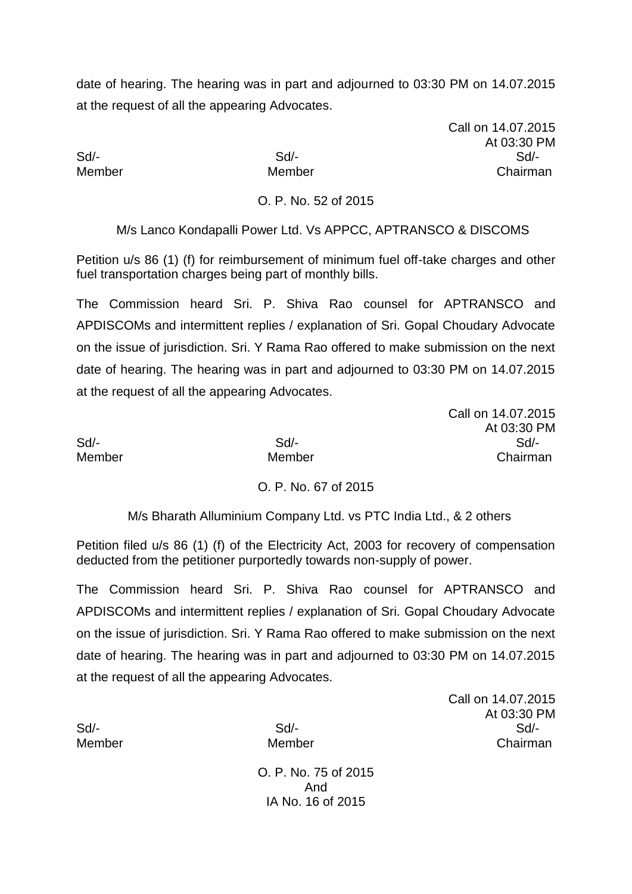date of hearing. The hearing was in part and adjourned to 03:30 PM on 14.07.2015 at the request of all the appearing Advocates.

Call on 14.07.2015
At 03:30 PM

| | | |
|---|---|---|
| Sd/- | Sd/- | Sd/- |
| Member | Member | Chairman |

O. P. No. 52 of 2015

M/s Lanco Kondapalli Power Ltd. Vs APPCC, APTRANSCO & DISCOMS

Petition u/s 86 (1) (f) for reimbursement of minimum fuel off-take charges and other fuel transportation charges being part of monthly bills.

The Commission heard Sri. P. Shiva Rao counsel for APTRANSCO and APDISCOMs and intermittent replies / explanation of Sri. Gopal Choudary Advocate on the issue of jurisdiction. Sri. Y Rama Rao offered to make submission on the next date of hearing. The hearing was in part and adjourned to 03:30 PM on 14.07.2015 at the request of all the appearing Advocates.

Call on 14.07.2015
At 03:30 PM

| | | |
|---|---|---|
| Sd/- | Sd/- | Sd/- |
| Member | Member | Chairman |

O. P. No. 67 of 2015

M/s Bharath Alluminium Company Ltd. vs PTC India Ltd., & 2 others

Petition filed u/s 86 (1) (f) of the Electricity Act, 2003 for recovery of compensation deducted from the petitioner purportedly towards non-supply of power.

The Commission heard Sri. P. Shiva Rao counsel for APTRANSCO and APDISCOMs and intermittent replies / explanation of Sri. Gopal Choudary Advocate on the issue of jurisdiction. Sri. Y Rama Rao offered to make submission on the next date of hearing. The hearing was in part and adjourned to 03:30 PM on 14.07.2015 at the request of all the appearing Advocates.

Call on 14.07.2015
At 03:30 PM

| | | |
|---|---|---|
| Sd/- | Sd/- | Sd/- |
| Member | Member | Chairman |

O. P. No. 75 of 2015
And
IA No. 16 of 2015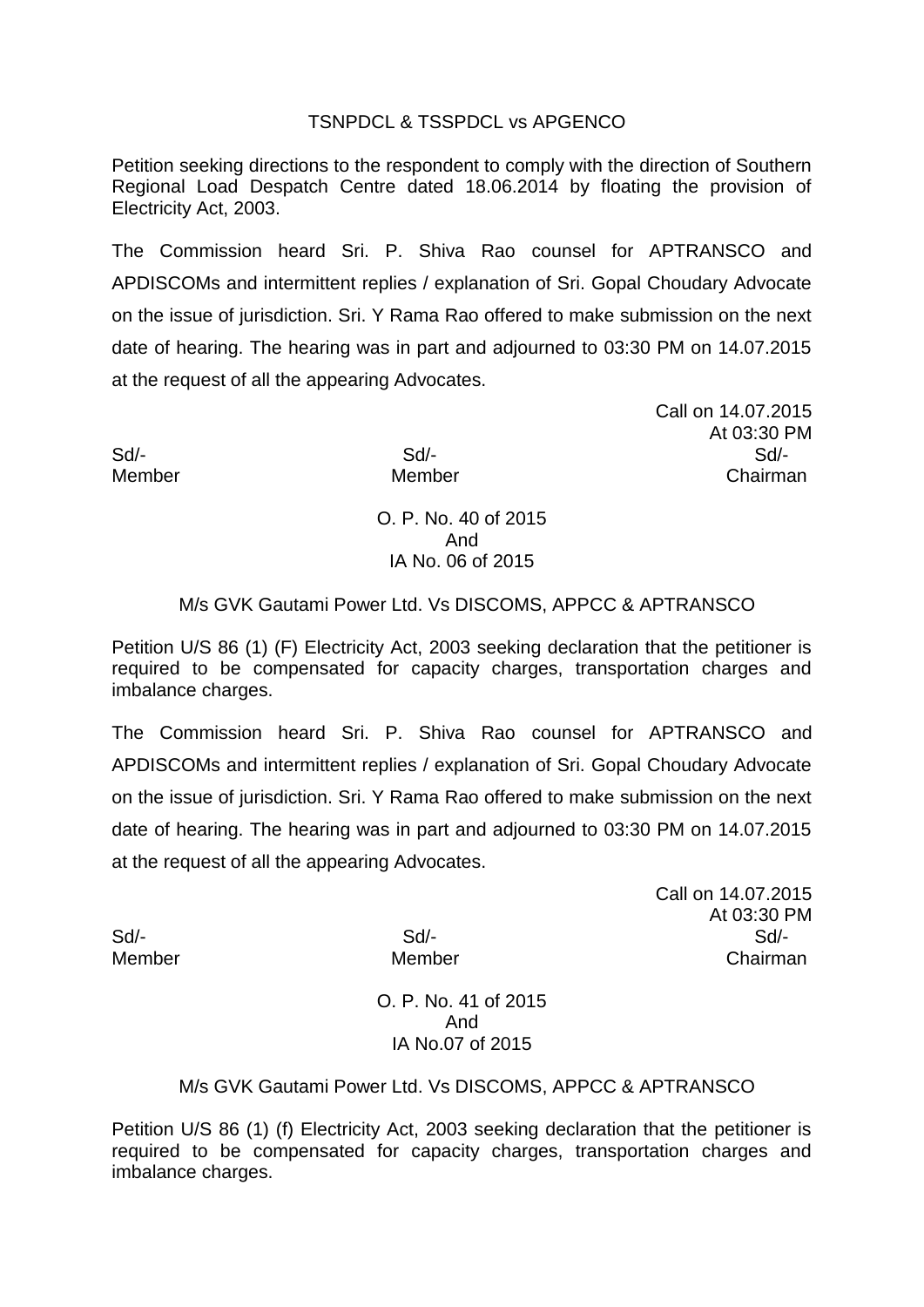TSNPDCL & TSSPDCL vs APGENCO

Petition seeking directions to the respondent to comply with the direction of Southern Regional Load Despatch Centre dated 18.06.2014 by floating the provision of Electricity Act, 2003.

The Commission heard Sri. P. Shiva Rao counsel for APTRANSCO and APDISCOMs and intermittent replies / explanation of Sri. Gopal Choudary Advocate on the issue of jurisdiction. Sri. Y Rama Rao offered to make submission on the next date of hearing. The hearing was in part and adjourned to 03:30 PM on 14.07.2015 at the request of all the appearing Advocates.

Call on 14.07.2015
At 03:30 PM

| | | |
|---|---|---|
| Sd/- | Sd/- | Sd/- |
| Member | Member | Chairman |

O. P. No. 40 of 2015
And
IA No. 06 of 2015

M/s GVK Gautami Power Ltd. Vs DISCOMS, APPCC & APTRANSCO

Petition U/S 86 (1) (F) Electricity Act, 2003 seeking declaration that the petitioner is required to be compensated for capacity charges, transportation charges and imbalance charges.

The Commission heard Sri. P. Shiva Rao counsel for APTRANSCO and APDISCOMs and intermittent replies / explanation of Sri. Gopal Choudary Advocate on the issue of jurisdiction. Sri. Y Rama Rao offered to make submission on the next date of hearing. The hearing was in part and adjourned to 03:30 PM on 14.07.2015 at the request of all the appearing Advocates.

Call on 14.07.2015
At 03:30 PM

| | | |
|---|---|---|
| Sd/- | Sd/- | Sd/- |
| Member | Member | Chairman |

O. P. No. 41 of 2015
And
IA No.07 of 2015

M/s GVK Gautami Power Ltd. Vs DISCOMS, APPCC & APTRANSCO

Petition U/S 86 (1) (f) Electricity Act, 2003 seeking declaration that the petitioner is required to be compensated for capacity charges, transportation charges and imbalance charges.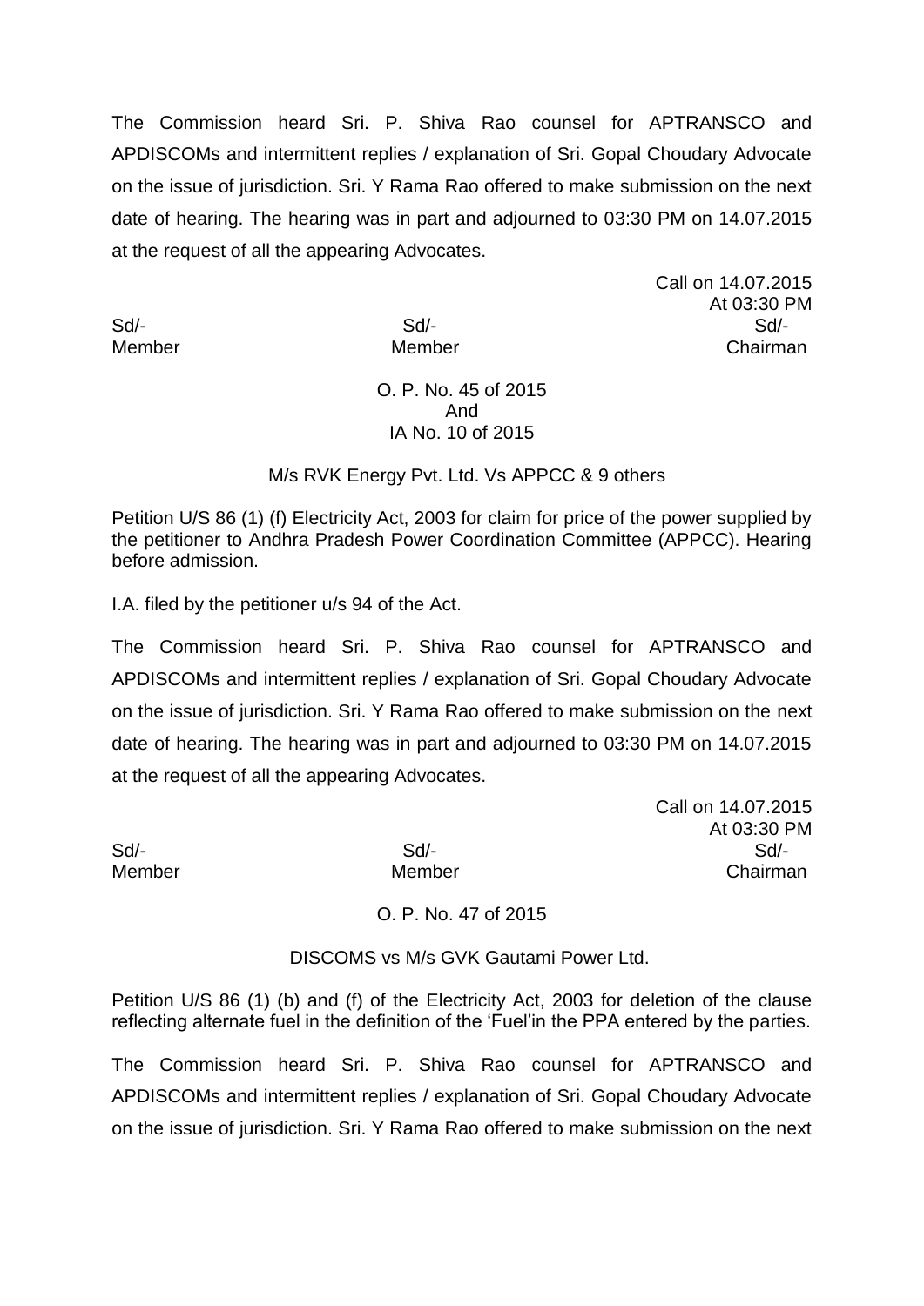The Commission heard Sri. P. Shiva Rao counsel for APTRANSCO and APDISCOMs and intermittent replies / explanation of Sri. Gopal Choudary Advocate on the issue of jurisdiction. Sri. Y Rama Rao offered to make submission on the next date of hearing. The hearing was in part and adjourned to 03:30 PM on 14.07.2015 at the request of all the appearing Advocates.

Call on 14.07.2015
At 03:30 PM

| Sd/- | Sd/- | Sd/- |
|---|---|---|
| Member | Member | Chairman |

O. P. No. 45 of 2015
And
IA No. 10 of 2015

M/s RVK Energy Pvt. Ltd. Vs APPCC & 9 others

Petition U/S 86 (1) (f) Electricity Act, 2003 for claim for price of the power supplied by the petitioner to Andhra Pradesh Power Coordination Committee (APPCC). Hearing before admission.

I.A. filed by the petitioner u/s 94 of the Act.

The Commission heard Sri. P. Shiva Rao counsel for APTRANSCO and APDISCOMs and intermittent replies / explanation of Sri. Gopal Choudary Advocate on the issue of jurisdiction. Sri. Y Rama Rao offered to make submission on the next date of hearing. The hearing was in part and adjourned to 03:30 PM on 14.07.2015 at the request of all the appearing Advocates.

Call on 14.07.2015
At 03:30 PM

| Sd/- | Sd/- | Sd/- |
|---|---|---|
| Member | Member | Chairman |

O. P. No. 47 of 2015

DISCOMS vs M/s GVK Gautami Power Ltd.

Petition U/S 86 (1) (b) and (f) of the Electricity Act, 2003 for deletion of the clause reflecting alternate fuel in the definition of the 'Fuel'in the PPA entered by the parties.

The Commission heard Sri. P. Shiva Rao counsel for APTRANSCO and APDISCOMs and intermittent replies / explanation of Sri. Gopal Choudary Advocate on the issue of jurisdiction. Sri. Y Rama Rao offered to make submission on the next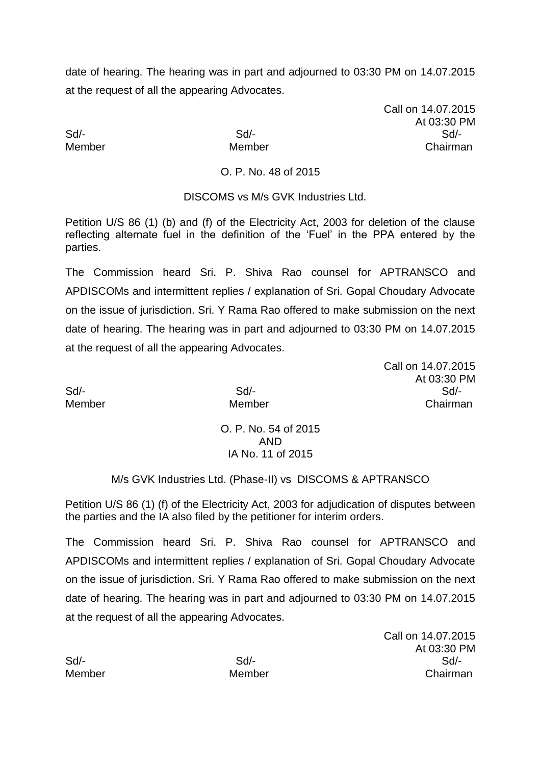date of hearing. The hearing was in part and adjourned to 03:30 PM on 14.07.2015 at the request of all the appearing Advocates.

Call on 14.07.2015
At 03:30 PM

| Sd/- | Sd/- | Sd/- |
|---|---|---|
| Member | Member | Chairman |

O. P. No. 48 of 2015

DISCOMS vs M/s GVK Industries Ltd.

Petition U/S 86 (1) (b) and (f) of the Electricity Act, 2003 for deletion of the clause reflecting alternate fuel in the definition of the 'Fuel' in the PPA entered by the parties.

The Commission heard Sri. P. Shiva Rao counsel for APTRANSCO and APDISCOMs and intermittent replies / explanation of Sri. Gopal Choudary Advocate on the issue of jurisdiction. Sri. Y Rama Rao offered to make submission on the next date of hearing. The hearing was in part and adjourned to 03:30 PM on 14.07.2015 at the request of all the appearing Advocates.

Call on 14.07.2015
At 03:30 PM

| Sd/- | Sd/- | Sd/- |
|---|---|---|
| Member | Member | Chairman |

O. P. No. 54 of 2015
AND
IA No. 11 of 2015

M/s GVK Industries Ltd. (Phase-II) vs DISCOMS & APTRANSCO

Petition U/S 86 (1) (f) of the Electricity Act, 2003 for adjudication of disputes between the parties and the IA also filed by the petitioner for interim orders.

The Commission heard Sri. P. Shiva Rao counsel for APTRANSCO and APDISCOMs and intermittent replies / explanation of Sri. Gopal Choudary Advocate on the issue of jurisdiction. Sri. Y Rama Rao offered to make submission on the next date of hearing. The hearing was in part and adjourned to 03:30 PM on 14.07.2015 at the request of all the appearing Advocates.

Call on 14.07.2015
At 03:30 PM

| Sd/- | Sd/- | Sd/- |
|---|---|---|
| Member | Member | Chairman |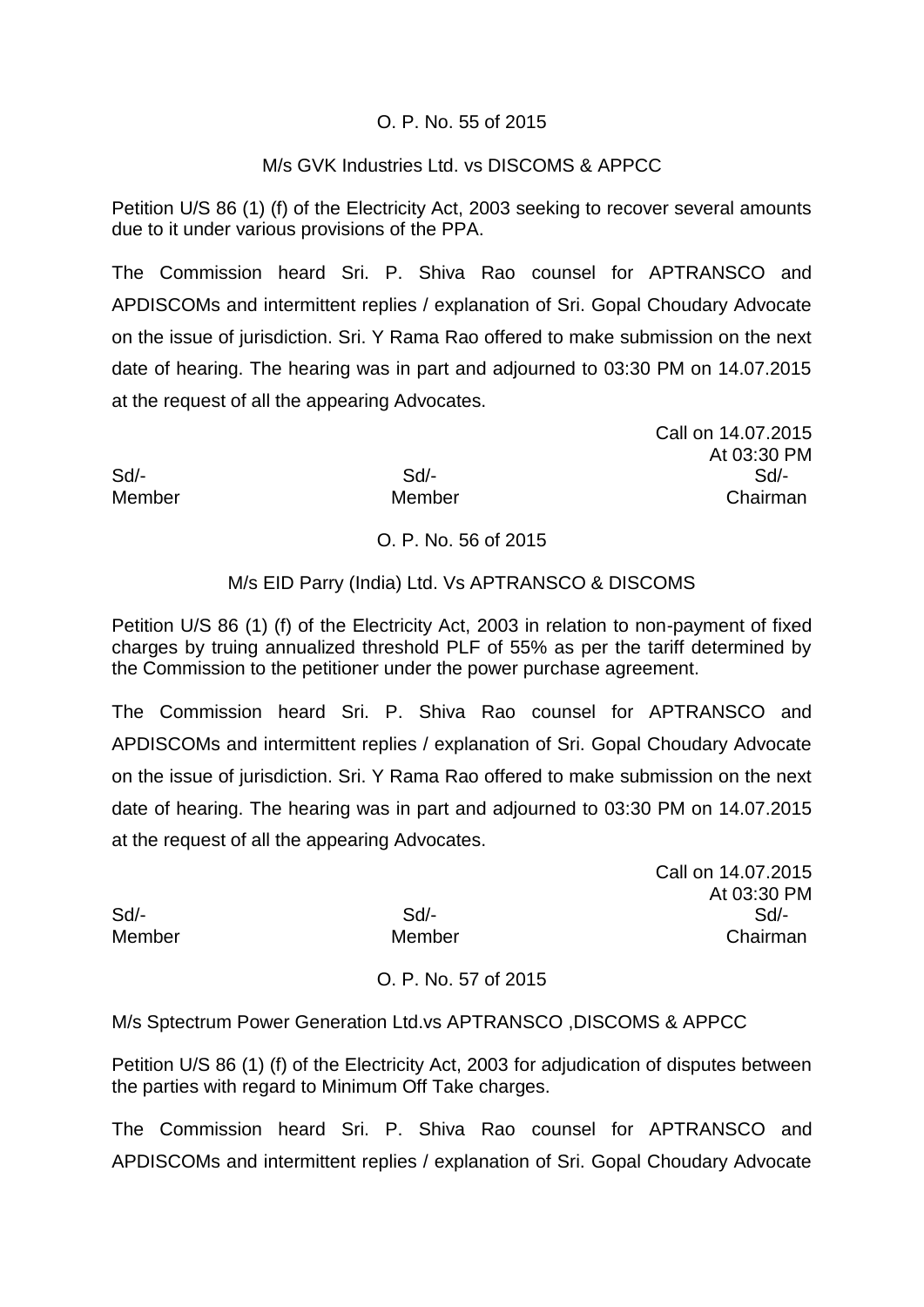O. P. No. 55 of 2015

M/s GVK Industries Ltd. vs DISCOMS & APPCC

Petition U/S 86 (1) (f) of the Electricity Act, 2003 seeking to recover several amounts due to it under various provisions of the PPA.

The Commission heard Sri. P. Shiva Rao counsel for APTRANSCO and APDISCOMs and intermittent replies / explanation of Sri. Gopal Choudary Advocate on the issue of jurisdiction. Sri. Y Rama Rao offered to make submission on the next date of hearing. The hearing was in part and adjourned to 03:30 PM on 14.07.2015 at the request of all the appearing Advocates.

Call on 14.07.2015
At 03:30 PM

| | | |
|---|---|---|
| Sd/- | Sd/- | Sd/- |
| Member | Member | Chairman |

O. P. No. 56 of 2015

M/s EID Parry (India) Ltd. Vs APTRANSCO & DISCOMS

Petition U/S 86 (1) (f) of the Electricity Act, 2003 in relation to non-payment of fixed charges by truing annualized threshold PLF of 55% as per the tariff determined by the Commission to the petitioner under the power purchase agreement.

The Commission heard Sri. P. Shiva Rao counsel for APTRANSCO and APDISCOMs and intermittent replies / explanation of Sri. Gopal Choudary Advocate on the issue of jurisdiction. Sri. Y Rama Rao offered to make submission on the next date of hearing. The hearing was in part and adjourned to 03:30 PM on 14.07.2015 at the request of all the appearing Advocates.

Call on 14.07.2015
At 03:30 PM

| | | |
|---|---|---|
| Sd/- | Sd/- | Sd/- |
| Member | Member | Chairman |

O. P. No. 57 of 2015

M/s Sptectrum Power Generation Ltd.vs APTRANSCO ,DISCOMS & APPCC

Petition U/S 86 (1) (f) of the Electricity Act, 2003 for adjudication of disputes between the parties with regard to Minimum Off Take charges.

The Commission heard Sri. P. Shiva Rao counsel for APTRANSCO and APDISCOMs and intermittent replies / explanation of Sri. Gopal Choudary Advocate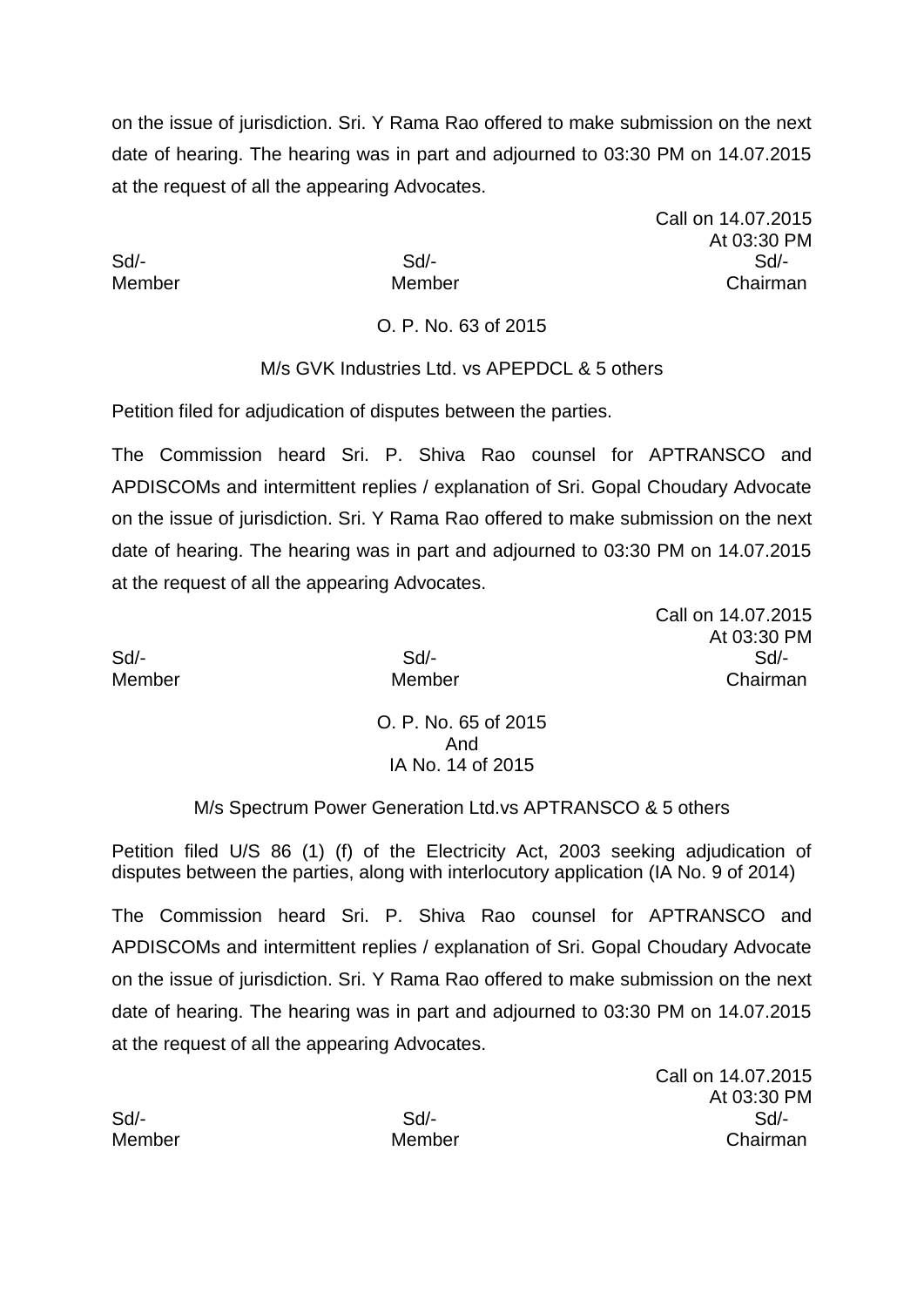on the issue of jurisdiction. Sri. Y Rama Rao offered to make submission on the next date of hearing. The hearing was in part and adjourned to 03:30 PM on 14.07.2015 at the request of all the appearing Advocates.

Call on 14.07.2015
At 03:30 PM

| | | |
|---|---|---|
| Sd/- | Sd/- | Sd/- |
| Member | Member | Chairman |

O. P. No. 63 of 2015

M/s GVK Industries Ltd. vs APEPDCL & 5 others

Petition filed for adjudication of disputes between the parties.

The Commission heard Sri. P. Shiva Rao counsel for APTRANSCO and APDISCOMs and intermittent replies / explanation of Sri. Gopal Choudary Advocate on the issue of jurisdiction. Sri. Y Rama Rao offered to make submission on the next date of hearing. The hearing was in part and adjourned to 03:30 PM on 14.07.2015 at the request of all the appearing Advocates.

Call on 14.07.2015
At 03:30 PM

| | | |
|---|---|---|
| Sd/- | Sd/- | Sd/- |
| Member | Member | Chairman |

O. P. No. 65 of 2015
And
IA No. 14 of 2015

M/s Spectrum Power Generation Ltd.vs APTRANSCO & 5 others

Petition filed U/S 86 (1) (f) of the Electricity Act, 2003 seeking adjudication of disputes between the parties, along with interlocutory application (IA No. 9 of 2014)

The Commission heard Sri. P. Shiva Rao counsel for APTRANSCO and APDISCOMs and intermittent replies / explanation of Sri. Gopal Choudary Advocate on the issue of jurisdiction. Sri. Y Rama Rao offered to make submission on the next date of hearing. The hearing was in part and adjourned to 03:30 PM on 14.07.2015 at the request of all the appearing Advocates.

Call on 14.07.2015
At 03:30 PM

| | | |
|---|---|---|
| Sd/- | Sd/- | Sd/- |
| Member | Member | Chairman |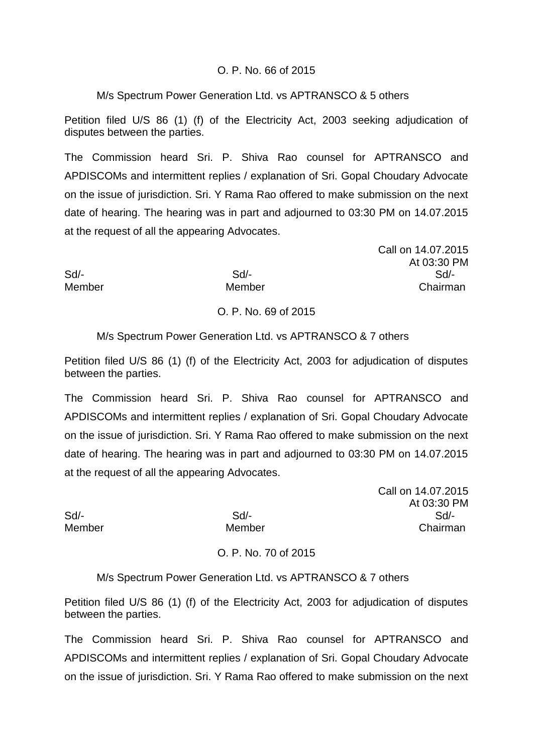O. P. No. 66 of 2015

M/s Spectrum Power Generation Ltd. vs APTRANSCO & 5 others

Petition filed U/S 86 (1) (f) of the Electricity Act, 2003 seeking adjudication of disputes between the parties.

The Commission heard Sri. P. Shiva Rao counsel for APTRANSCO and APDISCOMs and intermittent replies / explanation of Sri. Gopal Choudary Advocate on the issue of jurisdiction. Sri. Y Rama Rao offered to make submission on the next date of hearing. The hearing was in part and adjourned to 03:30 PM on 14.07.2015 at the request of all the appearing Advocates.

Call on 14.07.2015
At 03:30 PM

| | | |
|---|---|---|
| Sd/- | Sd/- | Sd/- |
| Member | Member | Chairman |

O. P. No. 69 of 2015

M/s Spectrum Power Generation Ltd. vs APTRANSCO & 7 others

Petition filed U/S 86 (1) (f) of the Electricity Act, 2003 for adjudication of disputes between the parties.

The Commission heard Sri. P. Shiva Rao counsel for APTRANSCO and APDISCOMs and intermittent replies / explanation of Sri. Gopal Choudary Advocate on the issue of jurisdiction. Sri. Y Rama Rao offered to make submission on the next date of hearing. The hearing was in part and adjourned to 03:30 PM on 14.07.2015 at the request of all the appearing Advocates.

Call on 14.07.2015
At 03:30 PM

| | | |
|---|---|---|
| Sd/- | Sd/- | Sd/- |
| Member | Member | Chairman |

O. P. No. 70 of 2015

M/s Spectrum Power Generation Ltd. vs APTRANSCO & 7 others

Petition filed U/S 86 (1) (f) of the Electricity Act, 2003 for adjudication of disputes between the parties.

The Commission heard Sri. P. Shiva Rao counsel for APTRANSCO and APDISCOMs and intermittent replies / explanation of Sri. Gopal Choudary Advocate on the issue of jurisdiction. Sri. Y Rama Rao offered to make submission on the next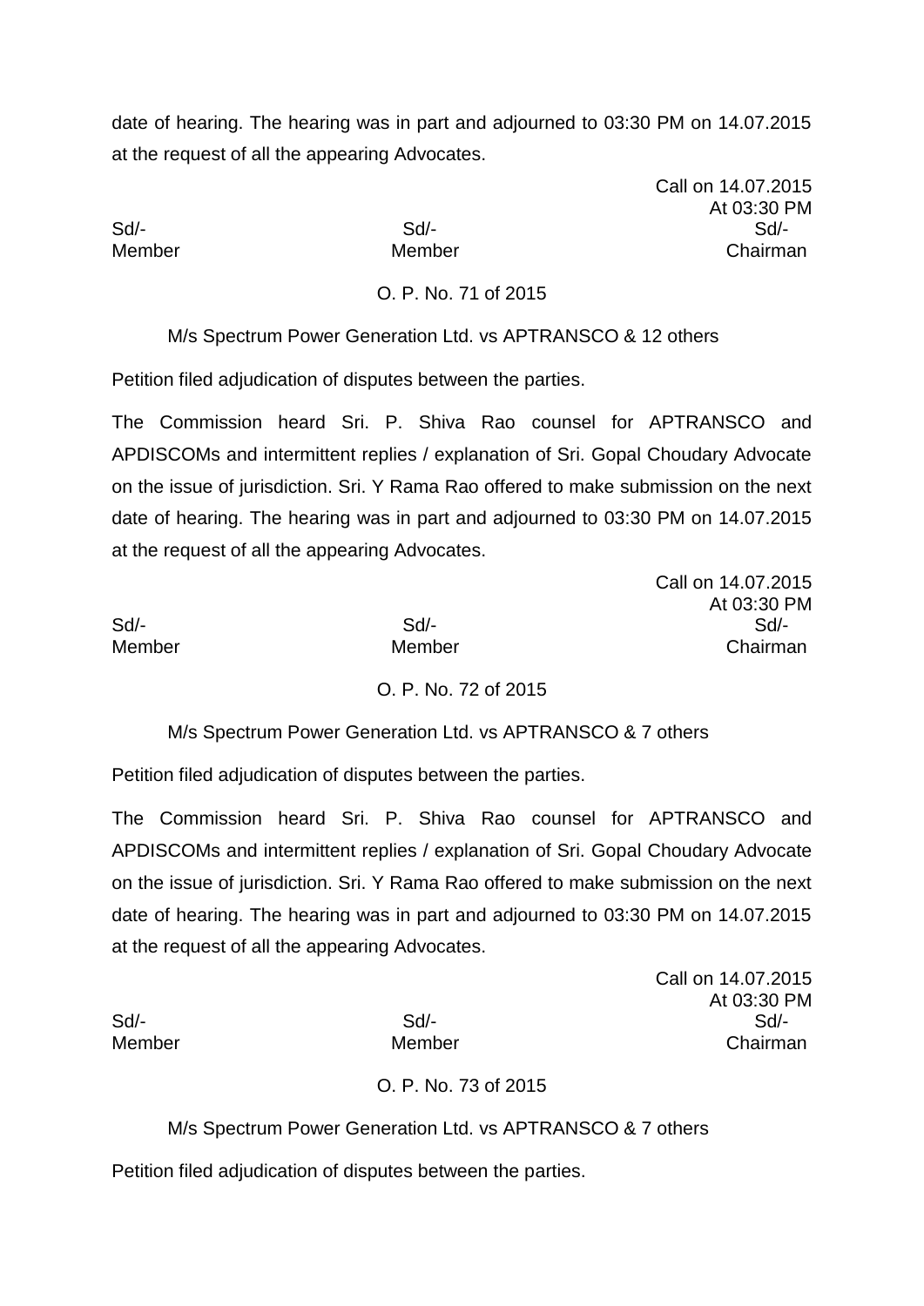date of hearing. The hearing was in part and adjourned to 03:30 PM on 14.07.2015 at the request of all the appearing Advocates.

Call on 14.07.2015
At 03:30 PM

| | | |
|---|---|---|
| Sd/- | Sd/- | Sd/- |
| Member | Member | Chairman |

O. P. No. 71 of 2015

M/s Spectrum Power Generation Ltd. vs APTRANSCO & 12 others

Petition filed adjudication of disputes between the parties.

The Commission heard Sri. P. Shiva Rao counsel for APTRANSCO and APDISCOMs and intermittent replies / explanation of Sri. Gopal Choudary Advocate on the issue of jurisdiction. Sri. Y Rama Rao offered to make submission on the next date of hearing. The hearing was in part and adjourned to 03:30 PM on 14.07.2015 at the request of all the appearing Advocates.

Call on 14.07.2015
At 03:30 PM

| | | |
|---|---|---|
| Sd/- | Sd/- | Sd/- |
| Member | Member | Chairman |

O. P. No. 72 of 2015

M/s Spectrum Power Generation Ltd. vs APTRANSCO & 7 others

Petition filed adjudication of disputes between the parties.

The Commission heard Sri. P. Shiva Rao counsel for APTRANSCO and APDISCOMs and intermittent replies / explanation of Sri. Gopal Choudary Advocate on the issue of jurisdiction. Sri. Y Rama Rao offered to make submission on the next date of hearing. The hearing was in part and adjourned to 03:30 PM on 14.07.2015 at the request of all the appearing Advocates.

Call on 14.07.2015
At 03:30 PM

| | | |
|---|---|---|
| Sd/- | Sd/- | Sd/- |
| Member | Member | Chairman |

O. P. No. 73 of 2015

M/s Spectrum Power Generation Ltd. vs APTRANSCO & 7 others

Petition filed adjudication of disputes between the parties.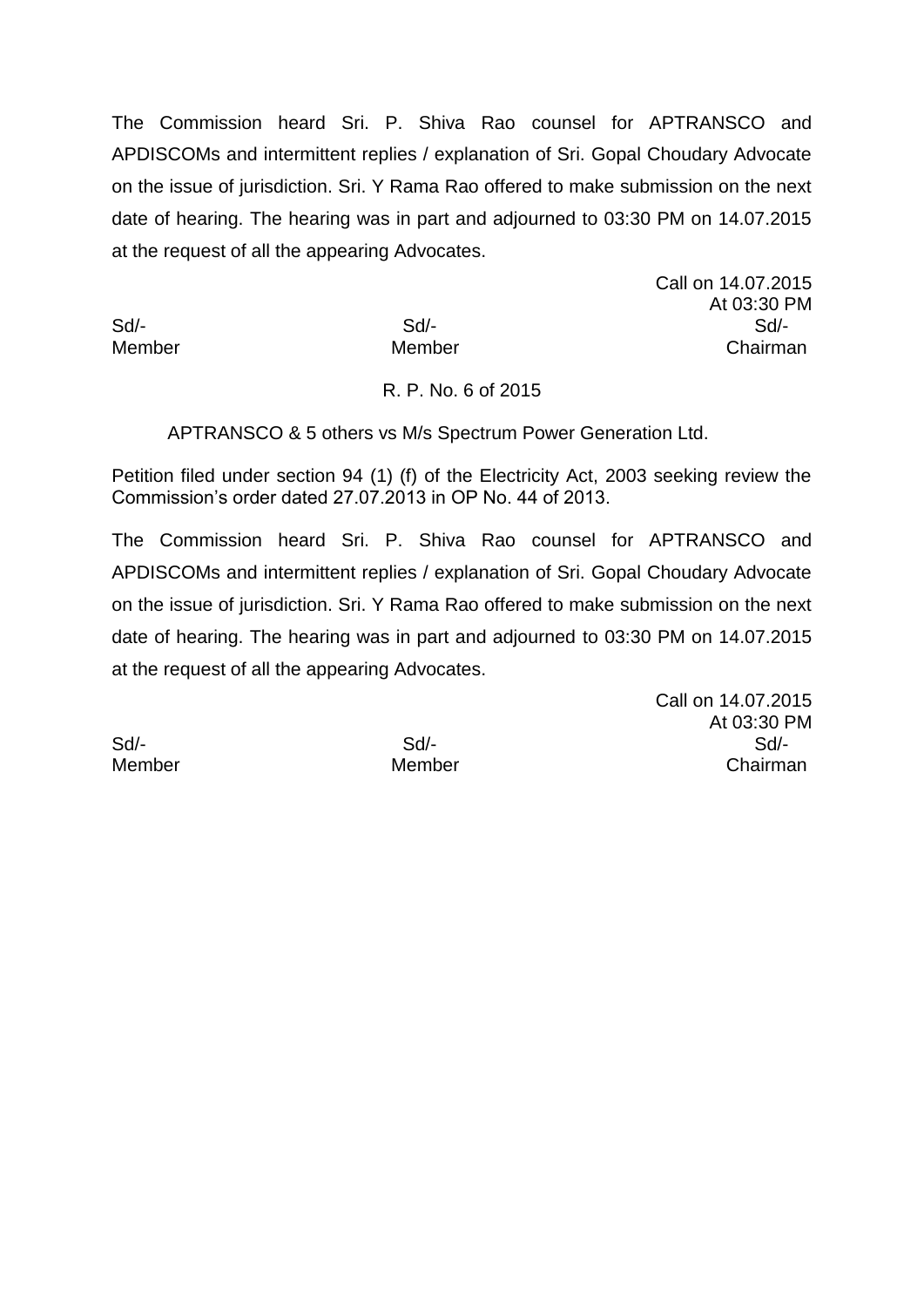The Commission heard Sri. P. Shiva Rao counsel for APTRANSCO and APDISCOMs and intermittent replies / explanation of Sri. Gopal Choudary Advocate on the issue of jurisdiction. Sri. Y Rama Rao offered to make submission on the next date of hearing. The hearing was in part and adjourned to 03:30 PM on 14.07.2015 at the request of all the appearing Advocates.

Call on 14.07.2015
At 03:30 PM

| | | |
|---|---|---|
| Sd/- | Sd/- | Sd/- |
| Member | Member | Chairman |

R. P. No. 6 of 2015

APTRANSCO & 5 others vs M/s Spectrum Power Generation Ltd.

Petition filed under section 94 (1) (f) of the Electricity Act, 2003 seeking review the Commission's order dated 27.07.2013 in OP No. 44 of 2013.

The Commission heard Sri. P. Shiva Rao counsel for APTRANSCO and APDISCOMs and intermittent replies / explanation of Sri. Gopal Choudary Advocate on the issue of jurisdiction. Sri. Y Rama Rao offered to make submission on the next date of hearing. The hearing was in part and adjourned to 03:30 PM on 14.07.2015 at the request of all the appearing Advocates.

Call on 14.07.2015
At 03:30 PM

| | | |
|---|---|---|
| Sd/- | Sd/- | Sd/- |
| Member | Member | Chairman |